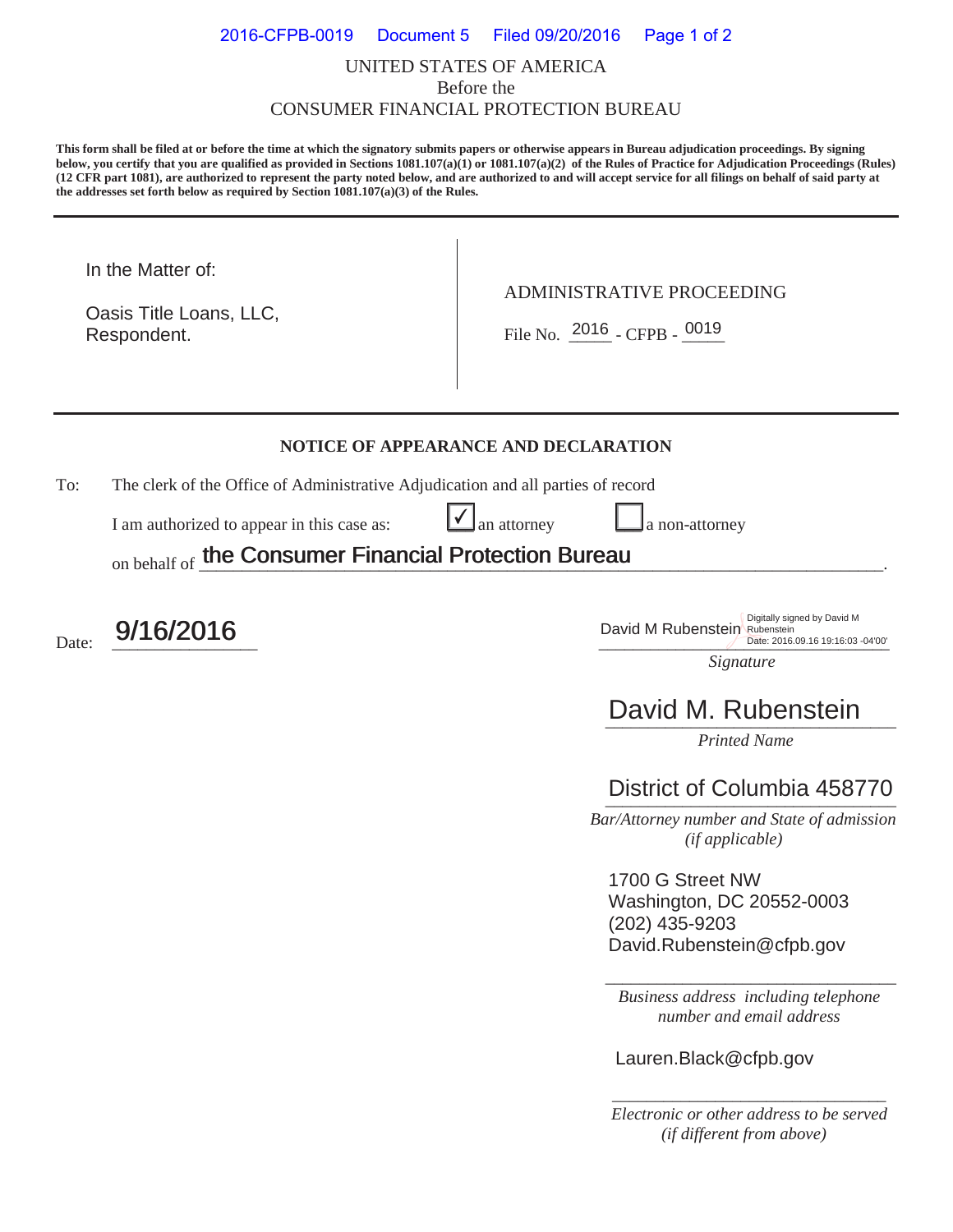UNITED STATES OF AMERICA
Before the
CONSUMER FINANCIAL PROTECTION BUREAU

**This form shall be filed at or before the time at which the signatory submits papers or otherwise appears in Bureau adjudication proceedings. By signing below, you certify that you are qualified as provided in Sections 1081.107(a)(1) or 1081.107(a)(2) of the Rules of Practice for Adjudication Proceedings (Rules) (12 CFR part 1081), are authorized to represent the party noted below, and are authorized to and will accept service for all filings on behalf of said party at the addresses set forth below as required by Section 1081.107(a)(3) of the Rules.**

In the Matter of:

Oasis Title Loans, LLC,
Respondent.

ADMINISTRATIVE PROCEEDING

File No. 2016 - CFPB - 0019

## NOTICE OF APPEARANCE AND DECLARATION

To: The clerk of the Office of Administrative Adjudication and all parties of record

I am authorized to appear in this case as: ☑ an attorney ☐ a non-attorney

on behalf of **the Consumer Financial Protection Bureau**.

Date: **9/16/2016**

David M Rubenstein (Digitally signed by David M Rubenstein Date: 2016.09.16 19:16:03 -04'00')
*Signature*

David M. Rubenstein
*Printed Name*

District of Columbia 458770
*Bar/Attorney number and State of admission (if applicable)*

1700 G Street NW
Washington, DC 20552-0003
(202) 435-9203
David.Rubenstein@cfpb.gov
*Business address including telephone number and email address*

Lauren.Black@cfpb.gov
*Electronic or other address to be served (if different from above)*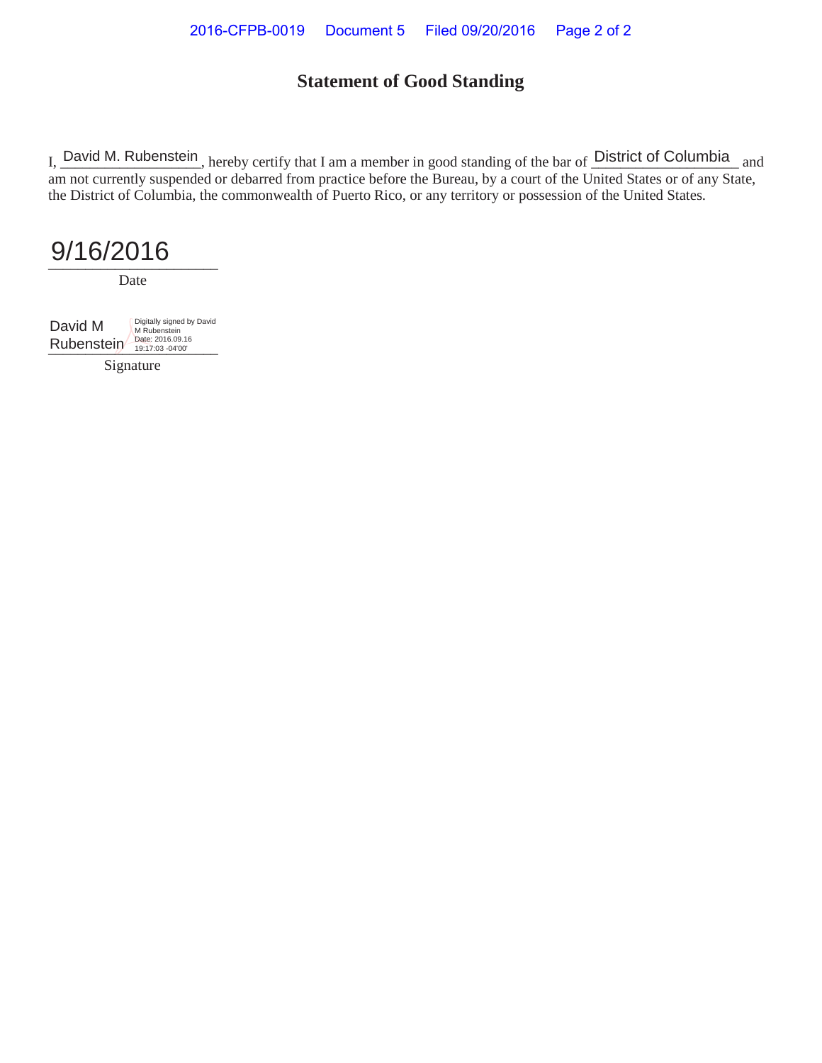# Statement of Good Standing

I, David M. Rubenstein, hereby certify that I am a member in good standing of the bar of District of Columbia and am not currently suspended or debarred from practice before the Bureau, by a court of the United States or of any State, the District of Columbia, the commonwealth of Puerto Rico, or any territory or possession of the United States.

9/16/2016

Date

David M Rubenstein

Digitally signed by David M Rubenstein
Date: 2016.09.16 19:17:03 -04'00'

Signature